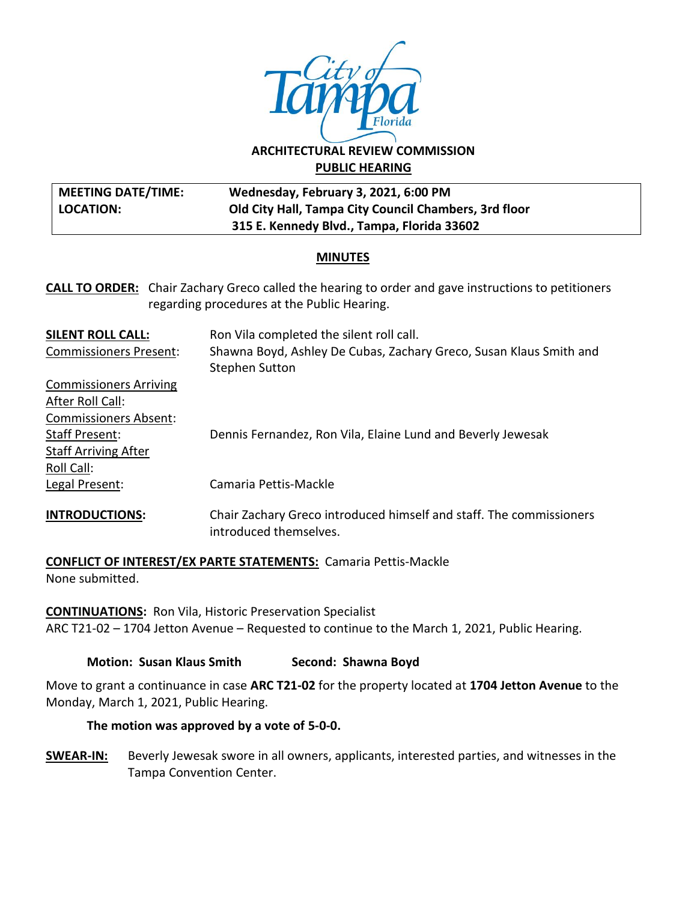# ARCHITECTURAL REVIEW COMMISSION

## PUBLIC HEARING

| MEETING DATE/TIME: | Wednesday, February 3, 2021, 6:00 PM |
| --- | --- |
| LOCATION: | Old City Hall, Tampa City Council Chambers, 3rd floor<br>315 E. Kennedy Blvd., Tampa, Florida 33602 |

## MINUTES

**CALL TO ORDER:** Chair Zachary Greco called the hearing to order and gave instructions to petitioners regarding procedures at the Public Hearing.

**SILENT ROLL CALL:** Ron Vila completed the silent roll call.

Commissioners Present: Shawna Boyd, Ashley De Cubas, Zachary Greco, Susan Klaus Smith and Stephen Sutton

Commissioners Arriving After Roll Call:

Commissioners Absent:

Staff Present: Dennis Fernandez, Ron Vila, Elaine Lund and Beverly Jewesak

Staff Arriving After Roll Call:

Legal Present: Camaria Pettis-Mackle

**INTRODUCTIONS:** Chair Zachary Greco introduced himself and staff. The commissioners introduced themselves.

**CONFLICT OF INTEREST/EX PARTE STATEMENTS:** Camaria Pettis-Mackle
None submitted.

**CONTINUATIONS:** Ron Vila, Historic Preservation Specialist
ARC T21-02 – 1704 Jetton Avenue – Requested to continue to the March 1, 2021, Public Hearing.

**Motion: Susan Klaus Smith** **Second: Shawna Boyd**

Move to grant a continuance in case **ARC T21-02** for the property located at **1704 Jetton Avenue** to the Monday, March 1, 2021, Public Hearing.

**The motion was approved by a vote of 5-0-0.**

**SWEAR-IN:** Beverly Jewesak swore in all owners, applicants, interested parties, and witnesses in the Tampa Convention Center.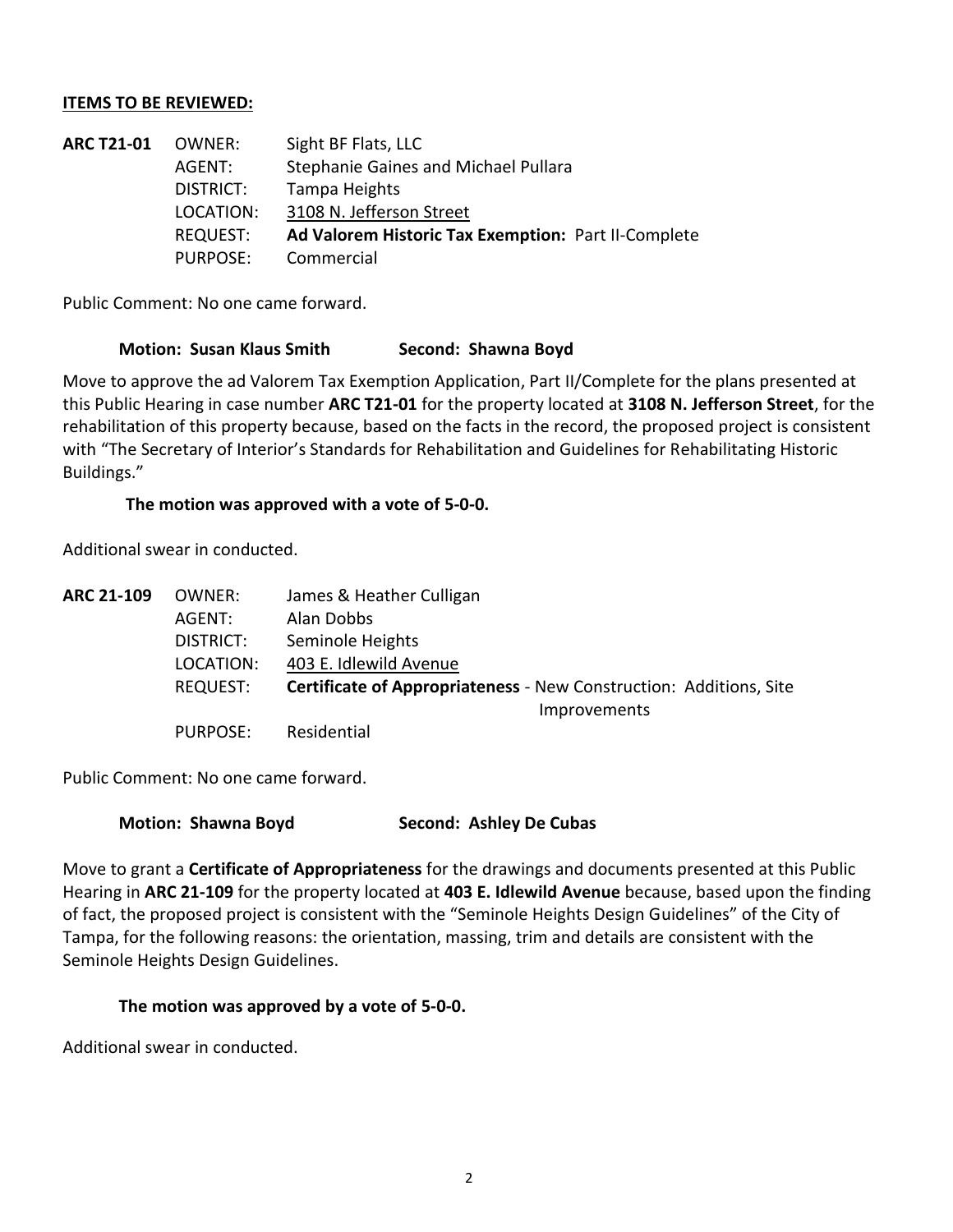**ITEMS TO BE REVIEWED:**

**ARC T21-01**
OWNER: Sight BF Flats, LLC
AGENT: Stephanie Gaines and Michael Pullara
DISTRICT: Tampa Heights
LOCATION: 3108 N. Jefferson Street
REQUEST: **Ad Valorem Historic Tax Exemption:** Part II-Complete
PURPOSE: Commercial

Public Comment: No one came forward.

**Motion: Susan Klaus Smith Second: Shawna Boyd**

Move to approve the ad Valorem Tax Exemption Application, Part II/Complete for the plans presented at this Public Hearing in case number **ARC T21-01** for the property located at **3108 N. Jefferson Street**, for the rehabilitation of this property because, based on the facts in the record, the proposed project is consistent with "The Secretary of Interior's Standards for Rehabilitation and Guidelines for Rehabilitating Historic Buildings."

**The motion was approved with a vote of 5-0-0.**

Additional swear in conducted.

**ARC 21-109**
OWNER: James & Heather Culligan
AGENT: Alan Dobbs
DISTRICT: Seminole Heights
LOCATION: 403 E. Idlewild Avenue
REQUEST: **Certificate of Appropriateness** - New Construction: Additions, Site Improvements
PURPOSE: Residential

Public Comment: No one came forward.

**Motion: Shawna Boyd Second: Ashley De Cubas**

Move to grant a **Certificate of Appropriateness** for the drawings and documents presented at this Public Hearing in **ARC 21-109** for the property located at **403 E. Idlewild Avenue** because, based upon the finding of fact, the proposed project is consistent with the "Seminole Heights Design Guidelines" of the City of Tampa, for the following reasons: the orientation, massing, trim and details are consistent with the Seminole Heights Design Guidelines.

**The motion was approved by a vote of 5-0-0.**

Additional swear in conducted.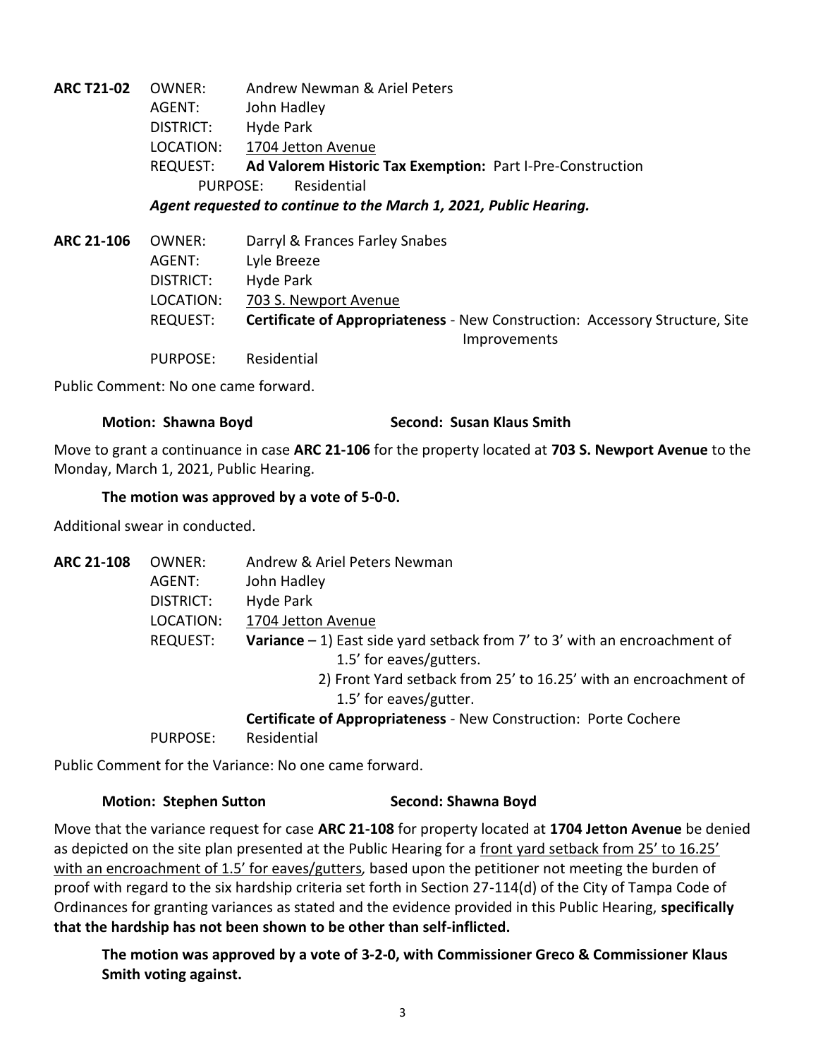**ARC T21-02** OWNER: Andrew Newman & Ariel Peters
AGENT: John Hadley
DISTRICT: Hyde Park
LOCATION: 1704 Jetton Avenue
REQUEST: **Ad Valorem Historic Tax Exemption:** Part I-Pre-Construction
PURPOSE: Residential

***Agent requested to continue to the March 1, 2021, Public Hearing.***

**ARC 21-106** OWNER: Darryl & Frances Farley Snabes
AGENT: Lyle Breeze
DISTRICT: Hyde Park
LOCATION: 703 S. Newport Avenue
REQUEST: **Certificate of Appropriateness** - New Construction: Accessory Structure, Site Improvements
PURPOSE: Residential

Public Comment: No one came forward.

**Motion: Shawna Boyd** **Second: Susan Klaus Smith**

Move to grant a continuance in case **ARC 21-106** for the property located at **703 S. Newport Avenue** to the Monday, March 1, 2021, Public Hearing.

**The motion was approved by a vote of 5-0-0.**

Additional swear in conducted.

**ARC 21-108** OWNER: Andrew & Ariel Peters Newman
AGENT: John Hadley
DISTRICT: Hyde Park
LOCATION: 1704 Jetton Avenue
REQUEST: **Variance** – 1) East side yard setback from 7' to 3' with an encroachment of 1.5' for eaves/gutters.
2) Front Yard setback from 25' to 16.25' with an encroachment of 1.5' for eaves/gutter.
**Certificate of Appropriateness** - New Construction: Porte Cochere
PURPOSE: Residential

Public Comment for the Variance: No one came forward.

**Motion: Stephen Sutton** **Second: Shawna Boyd**

Move that the variance request for case **ARC 21-108** for property located at **1704 Jetton Avenue** be denied as depicted on the site plan presented at the Public Hearing for a front yard setback from 25' to 16.25' with an encroachment of 1.5' for eaves/gutters, based upon the petitioner not meeting the burden of proof with regard to the six hardship criteria set forth in Section 27-114(d) of the City of Tampa Code of Ordinances for granting variances as stated and the evidence provided in this Public Hearing, **specifically that the hardship has not been shown to be other than self-inflicted.**

**The motion was approved by a vote of 3-2-0, with Commissioner Greco & Commissioner Klaus Smith voting against.**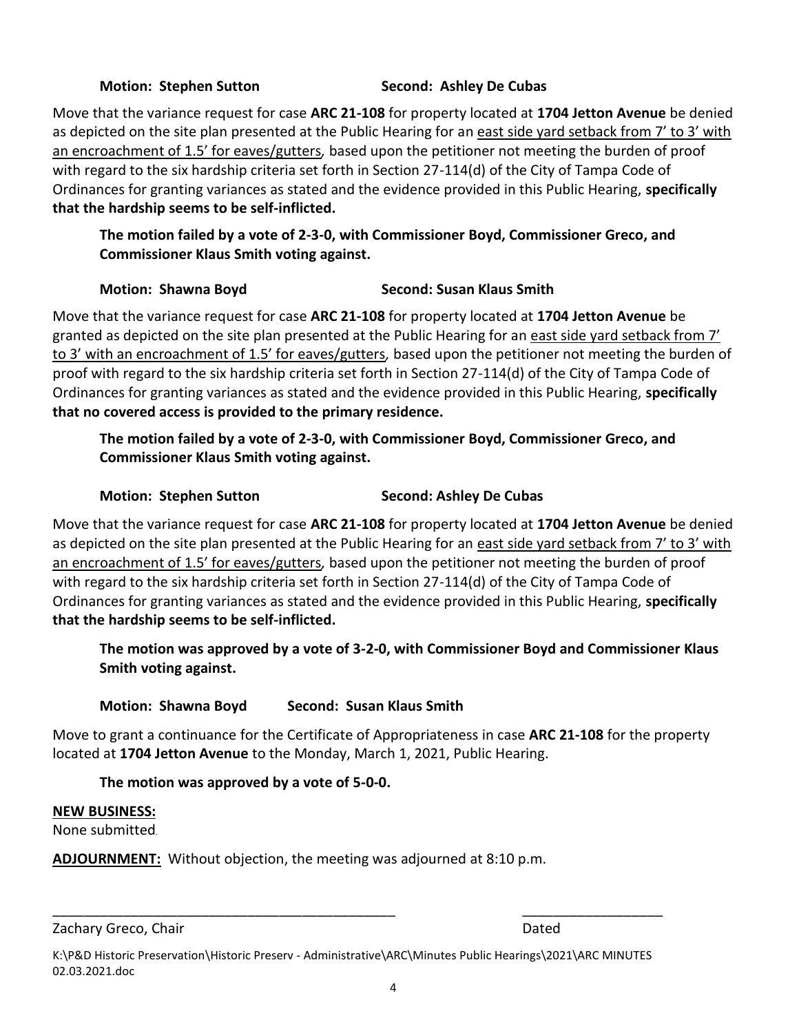**Motion: Stephen Sutton Second: Ashley De Cubas**

Move that the variance request for case **ARC 21-108** for property located at **1704 Jetton Avenue** be denied as depicted on the site plan presented at the Public Hearing for an east side yard setback from 7' to 3' with an encroachment of 1.5' for eaves/gutters, based upon the petitioner not meeting the burden of proof with regard to the six hardship criteria set forth in Section 27-114(d) of the City of Tampa Code of Ordinances for granting variances as stated and the evidence provided in this Public Hearing, **specifically that the hardship seems to be self-inflicted.**

**The motion failed by a vote of 2-3-0, with Commissioner Boyd, Commissioner Greco, and Commissioner Klaus Smith voting against.**

**Motion: Shawna Boyd Second: Susan Klaus Smith**

Move that the variance request for case **ARC 21-108** for property located at **1704 Jetton Avenue** be granted as depicted on the site plan presented at the Public Hearing for an east side yard setback from 7' to 3' with an encroachment of 1.5' for eaves/gutters, based upon the petitioner not meeting the burden of proof with regard to the six hardship criteria set forth in Section 27-114(d) of the City of Tampa Code of Ordinances for granting variances as stated and the evidence provided in this Public Hearing, **specifically that no covered access is provided to the primary residence.**

**The motion failed by a vote of 2-3-0, with Commissioner Boyd, Commissioner Greco, and Commissioner Klaus Smith voting against.**

**Motion: Stephen Sutton Second: Ashley De Cubas**

Move that the variance request for case **ARC 21-108** for property located at **1704 Jetton Avenue** be denied as depicted on the site plan presented at the Public Hearing for an east side yard setback from 7' to 3' with an encroachment of 1.5' for eaves/gutters, based upon the petitioner not meeting the burden of proof with regard to the six hardship criteria set forth in Section 27-114(d) of the City of Tampa Code of Ordinances for granting variances as stated and the evidence provided in this Public Hearing, **specifically that the hardship seems to be self-inflicted.**

**The motion was approved by a vote of 3-2-0, with Commissioner Boyd and Commissioner Klaus Smith voting against.**

**Motion: Shawna Boyd Second: Susan Klaus Smith**

Move to grant a continuance for the Certificate of Appropriateness in case **ARC 21-108** for the property located at **1704 Jetton Avenue** to the Monday, March 1, 2021, Public Hearing.

**The motion was approved by a vote of 5-0-0.**

**NEW BUSINESS:**
None submitted.

**ADJOURNMENT:** Without objection, the meeting was adjourned at 8:10 p.m.

\_\_\_\_\_\_\_\_\_\_\_\_\_\_\_\_\_\_\_\_\_\_\_\_\_\_\_\_\_\_\_\_\_\_\_\_\_\_\_\_\_\_\_\_ \_\_\_\_\_\_\_\_\_\_\_\_\_\_\_\_\_\_\_\_

Zachary Greco, Chair Dated

K:\P&D Historic Preservation\Historic Preserv - Administrative\ARC\Minutes Public Hearings\2021\ARC MINUTES 02.03.2021.doc